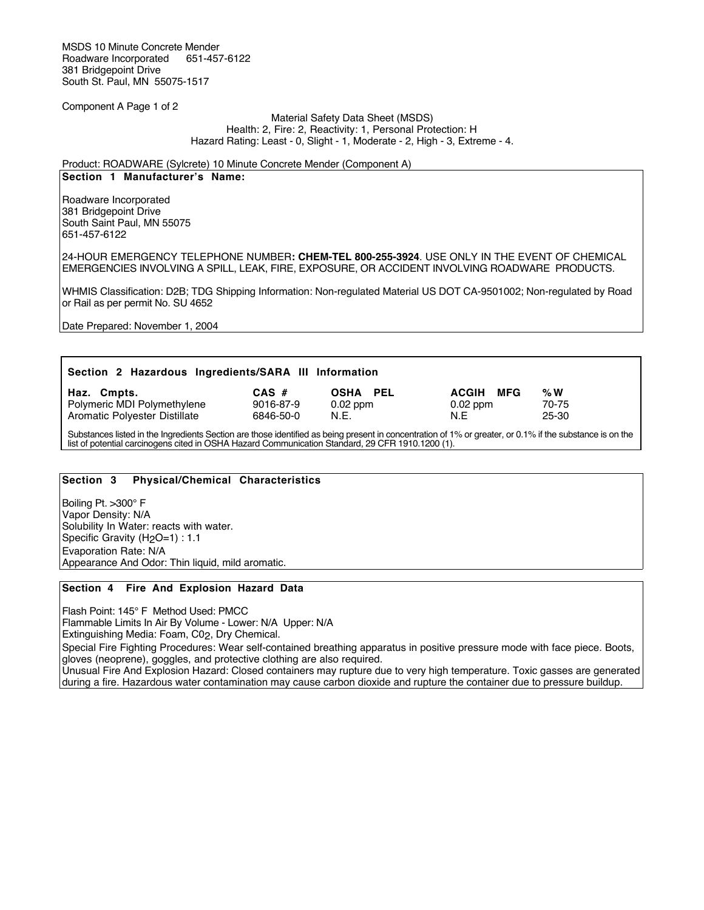MSDS 10 Minute Concrete Mender
Roadware Incorporated 651-457-6122
381 Bridgepoint Drive
South St. Paul, MN 55075-1517

Component A Page 1 of 2

Material Safety Data Sheet (MSDS)
Health: 2, Fire: 2, Reactivity: 1, Personal Protection: H
Hazard Rating: Least - 0, Slight - 1, Moderate - 2, High - 3, Extreme - 4.

Product: ROADWARE (Sylcrete) 10 Minute Concrete Mender (Component A)

## Section 1 Manufacturer's Name:

Roadware Incorporated
381 Bridgepoint Drive
South Saint Paul, MN 55075
651-457-6122

24-HOUR EMERGENCY TELEPHONE NUMBER**: CHEM-TEL 800-255-3924**. USE ONLY IN THE EVENT OF CHEMICAL EMERGENCIES INVOLVING A SPILL, LEAK, FIRE, EXPOSURE, OR ACCIDENT INVOLVING ROADWARE PRODUCTS.

WHMIS Classification: D2B; TDG Shipping Information: Non-regulated Material US DOT CA-9501002; Non-regulated by Road or Rail as per permit No. SU 4652

Date Prepared: November 1, 2004

## Section 2 Hazardous Ingredients/SARA III Information

| Haz. Cmpts. | CAS # | OSHA PEL | ACGIH MFG | %W |
|---|---|---|---|---|
| Polymeric MDI Polymethylene | 9016-87-9 | 0.02 ppm | 0.02 ppm | 70-75 |
| Aromatic Polyester Distillate | 6846-50-0 | N.E. | N.E | 25-30 |

Substances listed in the Ingredients Section are those identified as being present in concentration of 1% or greater, or 0.1% if the substance is on the list of potential carcinogens cited in OSHA Hazard Communication Standard, 29 CFR 1910.1200 (1).

## Section 3 Physical/Chemical Characteristics

Boiling Pt. >300° F
Vapor Density: N/A
Solubility In Water: reacts with water.
Specific Gravity ($H_2O$=1) : 1.1
Evaporation Rate: N/A
Appearance And Odor: Thin liquid, mild aromatic.

## Section 4 Fire And Explosion Hazard Data

Flash Point: 145° F Method Used: PMCC
Flammable Limits In Air By Volume - Lower: N/A Upper: N/A
Extinguishing Media: Foam, $C0_2$, Dry Chemical.
Special Fire Fighting Procedures: Wear self-contained breathing apparatus in positive pressure mode with face piece. Boots, gloves (neoprene), goggles, and protective clothing are also required.
Unusual Fire And Explosion Hazard: Closed containers may rupture due to very high temperature. Toxic gasses are generated during a fire. Hazardous water contamination may cause carbon dioxide and rupture the container due to pressure buildup.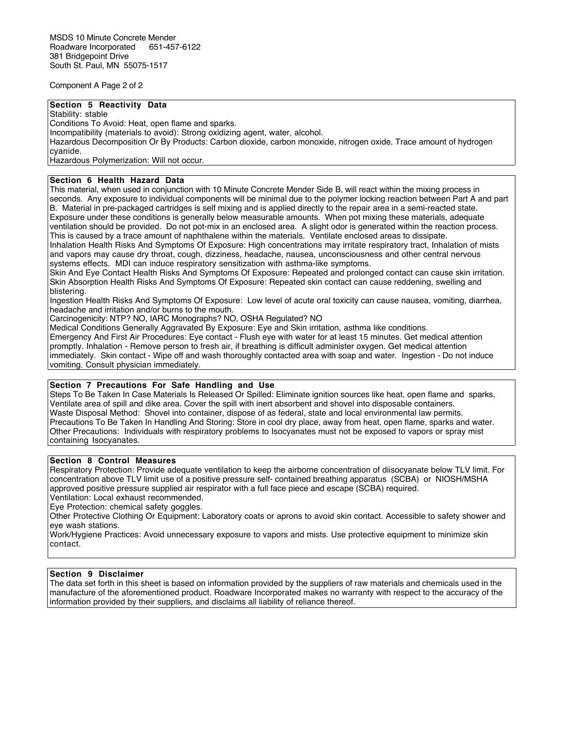MSDS 10 Minute Concrete Mender
Roadware Incorporated 651-457-6122
381 Bridgepoint Drive
South St. Paul, MN 55075-1517

Component A Page 2 of 2

## Section 5 Reactivity Data

Stability: stable
Conditions To Avoid: Heat, open flame and sparks.
Incompatibility (materials to avoid): Strong oxidizing agent, water, alcohol.
Hazardous Decomposition Or By Products: Carbon dioxide, carbon monoxide, nitrogen oxide. Trace amount of hydrogen cyanide.
Hazardous Polymerization: Will not occur.

## Section 6 Health Hazard Data

This material, when used in conjunction with 10 Minute Concrete Mender Side B, will react within the mixing process in seconds. Any exposure to individual components will be minimal due to the polymer locking reaction between Part A and part B. Material in pre-packaged cartridges is self mixing and is applied directly to the repair area in a semi-reacted state. Exposure under these conditions is generally below measurable amounts. When pot mixing these materials, adequate ventilation should be provided. Do not pot-mix in an enclosed area. A slight odor is generated within the reaction process. This is caused by a trace amount of naphthalene within the materials. Ventilate enclosed areas to dissipate.
Inhalation Health Risks And Symptoms Of Exposure: High concentrations may irritate respiratory tract, Inhalation of mists and vapors may cause dry throat, cough, dizziness, headache, nausea, unconsciousness and other central nervous systems effects. MDI can induce respiratory sensitization with asthma-like symptoms.
Skin And Eye Contact Health Risks And Symptoms Of Exposure: Repeated and prolonged contact can cause skin irritation.
Skin Absorption Health Risks And Symptoms Of Exposure: Repeated skin contact can cause reddening, swelling and blistering.
Ingestion Health Risks And Symptoms Of Exposure: Low level of acute oral toxicity can cause nausea, vomiting, diarrhea, headache and irritation and/or burns to the mouth.
Carcinogenicity: NTP? NO, IARC Monographs? NO, OSHA Regulated? NO
Medical Conditions Generally Aggravated By Exposure: Eye and Skin irritation, asthma like conditions.
Emergency And First Air Procedures: Eye contact - Flush eye with water for at least 15 minutes. Get medical attention promptly. Inhalation - Remove person to fresh air, if breathing is difficult administer oxygen. Get medical attention immediately. Skin contact - Wipe off and wash thoroughly contacted area with soap and water. Ingestion - Do not induce vomiting. Consult physician immediately.

## Section 7 Precautions For Safe Handling and Use

Steps To Be Taken In Case Materials Is Released Or Spilled: Eliminate ignition sources like heat, open flame and sparks, Ventilate area of spill and dike area. Cover the spill with inert absorbent and shovel into disposable containers.
Waste Disposal Method: Shovel into container, dispose of as federal, state and local environmental law permits.
Precautions To Be Taken In Handling And Storing: Store in cool dry place, away from heat, open flame, sparks and water.
Other Precautions: Individuals with respiratory problems to Isocyanates must not be exposed to vapors or spray mist containing Isocyanates.

## Section 8 Control Measures

Respiratory Protection: Provide adequate ventilation to keep the airborne concentration of diisocyanate below TLV limit. For concentration above TLV limit use of a positive pressure self- contained breathing apparatus (SCBA) or NIOSH/MSHA approved positive pressure supplied air respirator with a full face piece and escape (SCBA) required.
Ventilation: Local exhaust recommended.
Eye Protection: chemical safety goggles.
Other Protective Clothing Or Equipment: Laboratory coats or aprons to avoid skin contact. Accessible to safety shower and eye wash stations.
Work/Hygiene Practices: Avoid unnecessary exposure to vapors and mists. Use protective equipment to minimize skin contact.

## Section 9 Disclaimer

The data set forth in this sheet is based on information provided by the suppliers of raw materials and chemicals used in the manufacture of the aforementioned product. Roadware Incorporated makes no warranty with respect to the accuracy of the information provided by their suppliers, and disclaims all liability of reliance thereof.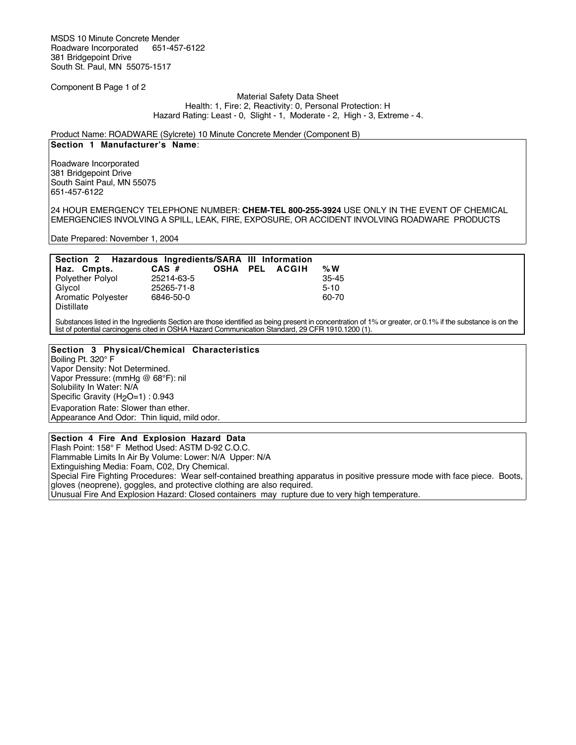MSDS 10 Minute Concrete Mender
Roadware Incorporated 651-457-6122
381 Bridgepoint Drive
South St. Paul, MN 55075-1517

Component B Page 1 of 2

Material Safety Data Sheet
Health: 1, Fire: 2, Reactivity: 0, Personal Protection: H
Hazard Rating: Least - 0, Slight - 1, Moderate - 2, High - 3, Extreme - 4.

Product Name: ROADWARE (Sylcrete) 10 Minute Concrete Mender (Component B)

## Section 1 Manufacturer's Name:

Roadware Incorporated
381 Bridgepoint Drive
South Saint Paul, MN 55075
651-457-6122

24 HOUR EMERGENCY TELEPHONE NUMBER: **CHEM-TEL 800-255-3924** USE ONLY IN THE EVENT OF CHEMICAL EMERGENCIES INVOLVING A SPILL, LEAK, FIRE, EXPOSURE, OR ACCIDENT INVOLVING ROADWARE PRODUCTS

Date Prepared: November 1, 2004

## Section 2 Hazardous Ingredients/SARA III Information

| Haz. Cmpts. | CAS # | OSHA PEL | ACGIH | %W |
|---|---|---|---|---|
| Polyether Polyol | 25214-63-5 | | | 35-45 |
| Glycol | 25265-71-8 | | | 5-10 |
| Aromatic Polyester Distillate | 6846-50-0 | | | 60-70 |

Substances listed in the Ingredients Section are those identified as being present in concentration of 1% or greater, or 0.1% if the substance is on the list of potential carcinogens cited in OSHA Hazard Communication Standard, 29 CFR 1910.1200 (1).

## Section 3 Physical/Chemical Characteristics

Boiling Pt. 320° F
Vapor Density: Not Determined.
Vapor Pressure: (mmHg @ 68°F): nil
Solubility In Water: N/A
Specific Gravity ($H_2O$=1) : 0.943
Evaporation Rate: Slower than ether.
Appearance And Odor: Thin liquid, mild odor.

## Section 4 Fire And Explosion Hazard Data

Flash Point: 158° F Method Used: ASTM D-92 C.O.C.
Flammable Limits In Air By Volume: Lower: N/A Upper: N/A
Extinguishing Media: Foam, C02, Dry Chemical.
Special Fire Fighting Procedures: Wear self-contained breathing apparatus in positive pressure mode with face piece. Boots, gloves (neoprene), goggles, and protective clothing are also required.
Unusual Fire And Explosion Hazard: Closed containers may rupture due to very high temperature.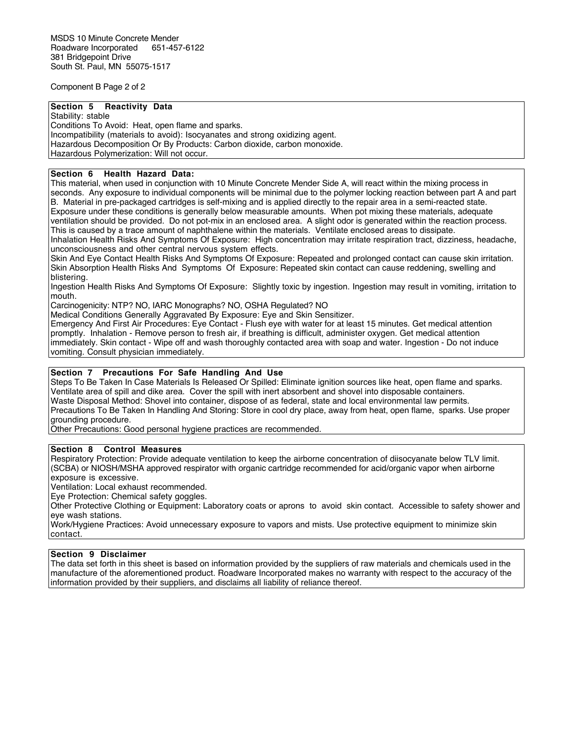MSDS 10 Minute Concrete Mender
Roadware Incorporated 651-457-6122
381 Bridgepoint Drive
South St. Paul, MN 55075-1517

Component B Page 2 of 2

## Section 5 Reactivity Data

Stability: stable
Conditions To Avoid: Heat, open flame and sparks.
Incompatibility (materials to avoid): Isocyanates and strong oxidizing agent.
Hazardous Decomposition Or By Products: Carbon dioxide, carbon monoxide.
Hazardous Polymerization: Will not occur.

## Section 6 Health Hazard Data:

This material, when used in conjunction with 10 Minute Concrete Mender Side A, will react within the mixing process in seconds. Any exposure to individual components will be minimal due to the polymer locking reaction between part A and part B. Material in pre-packaged cartridges is self-mixing and is applied directly to the repair area in a semi-reacted state. Exposure under these conditions is generally below measurable amounts. When pot mixing these materials, adequate ventilation should be provided. Do not pot-mix in an enclosed area. A slight odor is generated within the reaction process. This is caused by a trace amount of naphthalene within the materials. Ventilate enclosed areas to dissipate.
Inhalation Health Risks And Symptoms Of Exposure: High concentration may irritate respiration tract, dizziness, headache, unconsciousness and other central nervous system effects.
Skin And Eye Contact Health Risks And Symptoms Of Exposure: Repeated and prolonged contact can cause skin irritation.
Skin Absorption Health Risks And Symptoms Of Exposure: Repeated skin contact can cause reddening, swelling and blistering.
Ingestion Health Risks And Symptoms Of Exposure: Slightly toxic by ingestion. Ingestion may result in vomiting, irritation to mouth.
Carcinogenicity: NTP? NO, IARC Monographs? NO, OSHA Regulated? NO
Medical Conditions Generally Aggravated By Exposure: Eye and Skin Sensitizer.
Emergency And First Air Procedures: Eye Contact - Flush eye with water for at least 15 minutes. Get medical attention promptly. Inhalation - Remove person to fresh air, if breathing is difficult, administer oxygen. Get medical attention immediately. Skin contact - Wipe off and wash thoroughly contacted area with soap and water. Ingestion - Do not induce vomiting. Consult physician immediately.

## Section 7 Precautions For Safe Handling And Use

Steps To Be Taken In Case Materials Is Released Or Spilled: Eliminate ignition sources like heat, open flame and sparks. Ventilate area of spill and dike area. Cover the spill with inert absorbent and shovel into disposable containers.
Waste Disposal Method: Shovel into container, dispose of as federal, state and local environmental law permits.
Precautions To Be Taken In Handling And Storing: Store in cool dry place, away from heat, open flame, sparks. Use proper grounding procedure.
Other Precautions: Good personal hygiene practices are recommended.

## Section 8 Control Measures

Respiratory Protection: Provide adequate ventilation to keep the airborne concentration of diisocyanate below TLV limit. (SCBA) or NIOSH/MSHA approved respirator with organic cartridge recommended for acid/organic vapor when airborne exposure is excessive.
Ventilation: Local exhaust recommended.
Eye Protection: Chemical safety goggles.
Other Protective Clothing or Equipment: Laboratory coats or aprons to avoid skin contact. Accessible to safety shower and eye wash stations.
Work/Hygiene Practices: Avoid unnecessary exposure to vapors and mists. Use protective equipment to minimize skin contact.

## Section 9 Disclaimer

The data set forth in this sheet is based on information provided by the suppliers of raw materials and chemicals used in the manufacture of the aforementioned product. Roadware Incorporated makes no warranty with respect to the accuracy of the information provided by their suppliers, and disclaims all liability of reliance thereof.